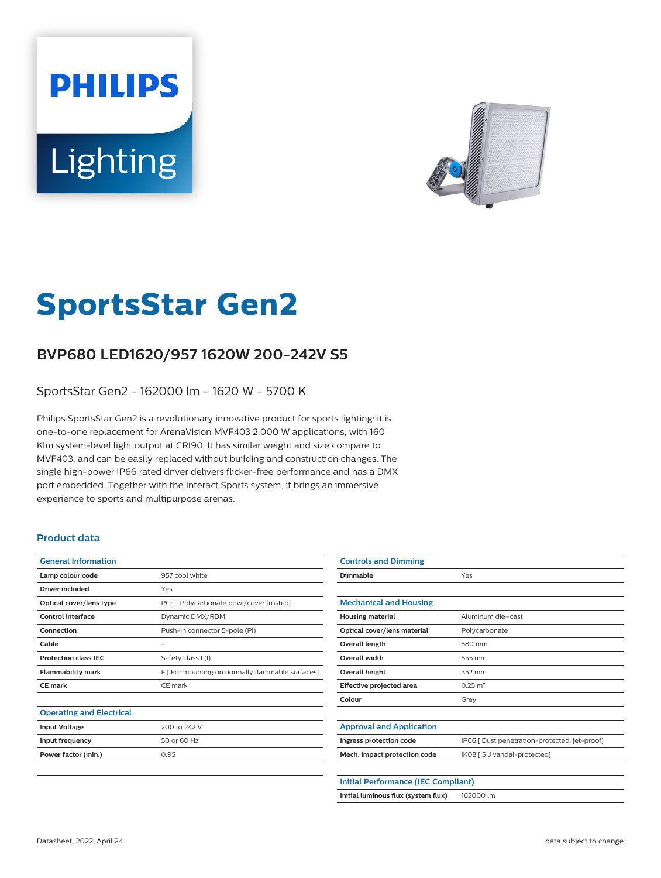PHILIPS

Lighting

# SportsStar Gen2

## BVP680 LED1620/957 1620W 200-242V S5

SportsStar Gen2 - 162000 lm - 1620 W - 5700 K

Philips SportsStar Gen2 is a revolutionary innovative product for sports lighting: it is one-to-one replacement for ArenaVision MVF403 2,000 W applications, with 160 Klm system-level light output at CRI90. It has similar weight and size compare to MVF403, and can be easily replaced without building and construction changes. The single high-power IP66 rated driver delivers flicker-free performance and has a DMX port embedded. Together with the Interact Sports system, it brings an immersive experience to sports and multipurpose arenas.

### Product data

| General Information | |
|---|---|
| Lamp colour code | 957 cool white |
| Driver included | Yes |
| Optical cover/lens type | PCF [ Polycarbonate bowl/cover frosted] |
| Control interface | Dynamic DMX/RDM |
| Connection | Push-in connector 5-pole (PI) |
| Cable | - |
| Protection class IEC | Safety class I (I) |
| Flammability mark | F [ For mounting on normally flammable surfaces] |
| CE mark | CE mark |

| Operating and Electrical | |
|---|---|
| Input Voltage | 200 to 242 V |
| Input frequency | 50 or 60 Hz |
| Power factor (min.) | 0.95 |

| Controls and Dimming | |
|---|---|
| Dimmable | Yes |

| Mechanical and Housing | |
|---|---|
| Housing material | Aluminum die-cast |
| Optical cover/lens material | Polycarbonate |
| Overall length | 580 mm |
| Overall width | 555 mm |
| Overall height | 352 mm |
| Effective projected area | 0.25 m² |
| Colour | Grey |

| Approval and Application | |
|---|---|
| Ingress protection code | IP66 [ Dust penetration-protected, jet-proof] |
| Mech. impact protection code | IK08 [ 5 J vandal-protected] |

| Initial Performance (IEC Compliant) | |
|---|---|
| Initial luminous flux (system flux) | 162000 lm |

Datasheet, 2022, April 24

data subject to change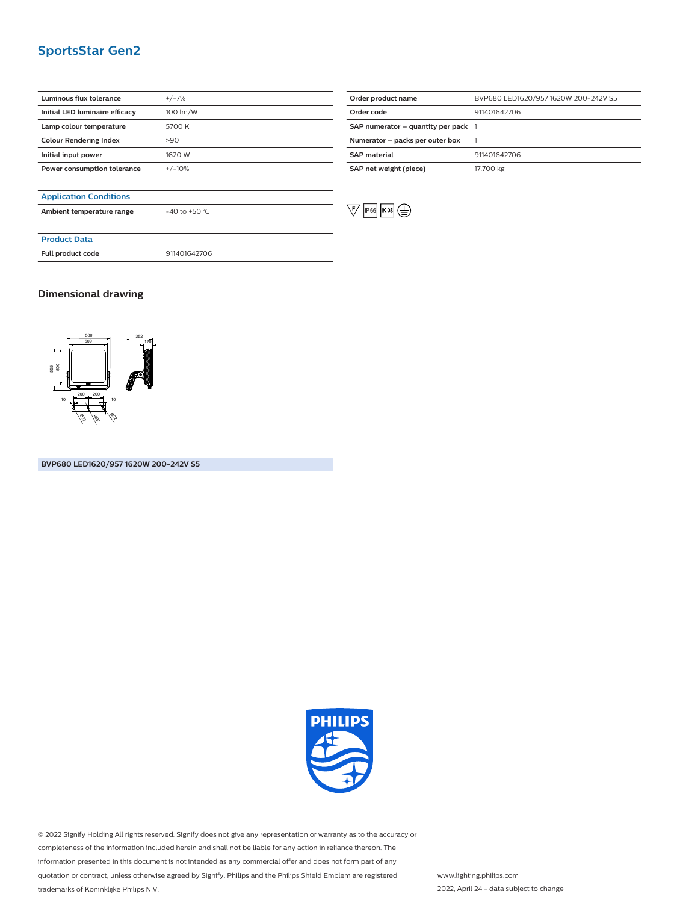## SportsStar Gen2

| | |
|---|---|
| **Luminous flux tolerance** | +/-7% |
| **Initial LED luminaire efficacy** | 100 lm/W |
| **Lamp colour temperature** | 5700 K |
| **Colour Rendering Index** | >90 |
| **Initial input power** | 1620 W |
| **Power consumption tolerance** | +/-10% |

### Application Conditions

| | |
|---|---|
| **Ambient temperature range** | -40 to +50 °C |

### Product Data

| | |
|---|---|
| **Full product code** | 911401642706 |

| | |
|---|---|
| **Order product name** | BVP680 LED1620/957 1620W 200-242V S5 |
| **Order code** | 911401642706 |
| **SAP numerator – quantity per pack** | 1 |
| **Numerator – packs per outer box** | 1 |
| **SAP material** | 911401642706 |
| **SAP net weight (piece)** | 17.700 kg |

F IP66 IK08

### Dimensional drawing

580
509
555
500
352
120
10
200
200
10
Ø22
Ø22
Ø22

**BVP680 LED1620/957 1620W 200-242V S5**

© 2022 Signify Holding All rights reserved. Signify does not give any representation or warranty as to the accuracy or completeness of the information included herein and shall not be liable for any action in reliance thereon. The information presented in this document is not intended as any commercial offer and does not form part of any quotation or contract, unless otherwise agreed by Signify. Philips and the Philips Shield Emblem are registered trademarks of Koninklijke Philips N.V.

www.lighting.philips.com
2022, April 24 - data subject to change